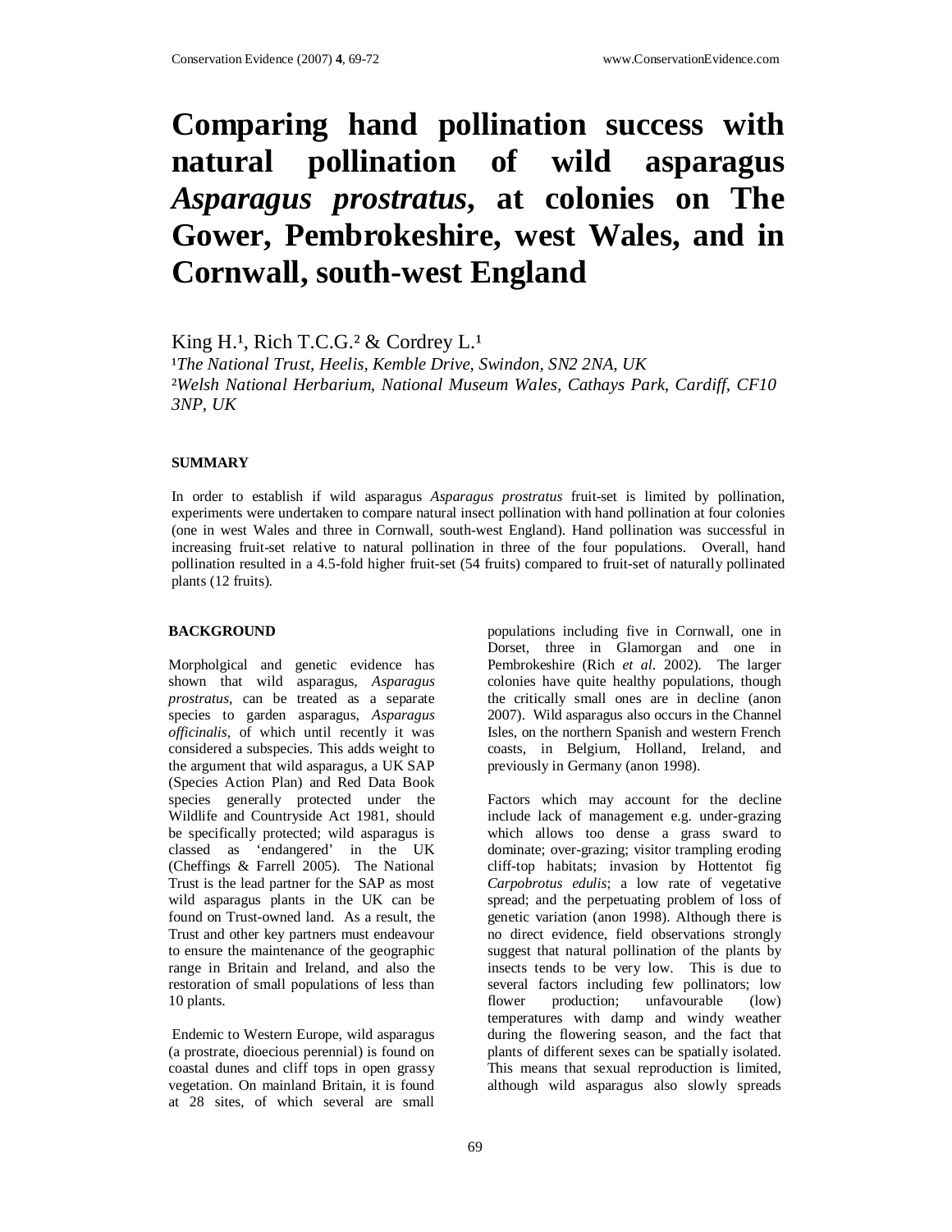# Comparing hand pollination success with natural pollination of wild asparagus *Asparagus prostratus*, at colonies on The Gower, Pembrokeshire, west Wales, and in Cornwall, south-west England

King H.[1], Rich T.C.G.[2] & Cordrey L.[1]

[1]*The National Trust, Heelis, Kemble Drive, Swindon, SN2 2NA, UK*
[2]*Welsh National Herbarium, National Museum Wales, Cathays Park, Cardiff, CF10 3NP, UK*

## SUMMARY

In order to establish if wild asparagus *Asparagus prostratus* fruit-set is limited by pollination, experiments were undertaken to compare natural insect pollination with hand pollination at four colonies (one in west Wales and three in Cornwall, south-west England). Hand pollination was successful in increasing fruit-set relative to natural pollination in three of the four populations. Overall, hand pollination resulted in a 4.5-fold higher fruit-set (54 fruits) compared to fruit-set of naturally pollinated plants (12 fruits).

## BACKGROUND

Morpholgical and genetic evidence has shown that wild asparagus, *Asparagus prostratus*, can be treated as a separate species to garden asparagus, *Asparagus officinalis*, of which until recently it was considered a subspecies. This adds weight to the argument that wild asparagus, a UK SAP (Species Action Plan) and Red Data Book species generally protected under the Wildlife and Countryside Act 1981, should be specifically protected; wild asparagus is classed as 'endangered' in the UK (Cheffings & Farrell 2005). The National Trust is the lead partner for the SAP as most wild asparagus plants in the UK can be found on Trust-owned land. As a result, the Trust and other key partners must endeavour to ensure the maintenance of the geographic range in Britain and Ireland, and also the restoration of small populations of less than 10 plants.

Endemic to Western Europe, wild asparagus (a prostrate, dioecious perennial) is found on coastal dunes and cliff tops in open grassy vegetation. On mainland Britain, it is found at 28 sites, of which several are small populations including five in Cornwall, one in Dorset, three in Glamorgan and one in Pembrokeshire (Rich *et al*. 2002). The larger colonies have quite healthy populations, though the critically small ones are in decline (anon 2007). Wild asparagus also occurs in the Channel Isles, on the northern Spanish and western French coasts, in Belgium, Holland, Ireland, and previously in Germany (anon 1998).

Factors which may account for the decline include lack of management e.g. under-grazing which allows too dense a grass sward to dominate; over-grazing; visitor trampling eroding cliff-top habitats; invasion by Hottentot fig *Carpobrotus edulis*; a low rate of vegetative spread; and the perpetuating problem of loss of genetic variation (anon 1998). Although there is no direct evidence, field observations strongly suggest that natural pollination of the plants by insects tends to be very low. This is due to several factors including few pollinators; low flower production; unfavourable (low) temperatures with damp and windy weather during the flowering season, and the fact that plants of different sexes can be spatially isolated. This means that sexual reproduction is limited, although wild asparagus also slowly spreads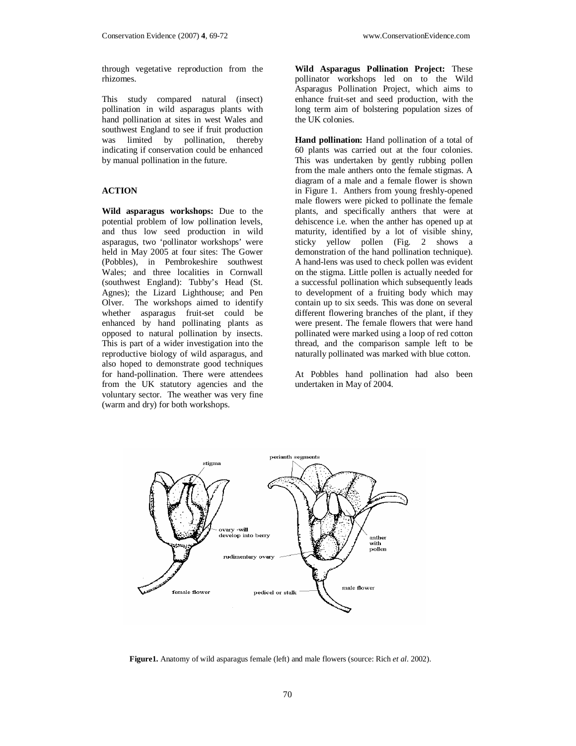through vegetative reproduction from the rhizomes.

This study compared natural (insect) pollination in wild asparagus plants with hand pollination at sites in west Wales and southwest England to see if fruit production was limited by pollination, thereby indicating if conservation could be enhanced by manual pollination in the future.

## ACTION

**Wild asparagus workshops:** Due to the potential problem of low pollination levels, and thus low seed production in wild asparagus, two 'pollinator workshops' were held in May 2005 at four sites: The Gower (Pobbles), in Pembrokeshire southwest Wales; and three localities in Cornwall (southwest England): Tubby's Head (St. Agnes); the Lizard Lighthouse; and Pen Olver. The workshops aimed to identify whether asparagus fruit-set could be enhanced by hand pollinating plants as opposed to natural pollination by insects. This is part of a wider investigation into the reproductive biology of wild asparagus, and also hoped to demonstrate good techniques for hand-pollination. There were attendees from the UK statutory agencies and the voluntary sector. The weather was very fine (warm and dry) for both workshops.

**Wild Asparagus Pollination Project:** These pollinator workshops led on to the Wild Asparagus Pollination Project, which aims to enhance fruit-set and seed production, with the long term aim of bolstering population sizes of the UK colonies.

**Hand pollination:** Hand pollination of a total of 60 plants was carried out at the four colonies. This was undertaken by gently rubbing pollen from the male anthers onto the female stigmas. A diagram of a male and a female flower is shown in Figure 1. Anthers from young freshly-opened male flowers were picked to pollinate the female plants, and specifically anthers that were at dehiscence i.e. when the anther has opened up at maturity, identified by a lot of visible shiny, sticky yellow pollen (Fig. 2 shows a demonstration of the hand pollination technique). A hand-lens was used to check pollen was evident on the stigma. Little pollen is actually needed for a successful pollination which subsequently leads to development of a fruiting body which may contain up to six seeds. This was done on several different flowering branches of the plant, if they were present. The female flowers that were hand pollinated were marked using a loop of red cotton thread, and the comparison sample left to be naturally pollinated was marked with blue cotton.

At Pobbles hand pollination had also been undertaken in May of 2004.

**Figure1.** Anatomy of wild asparagus female (left) and male flowers (source: Rich *et al*. 2002).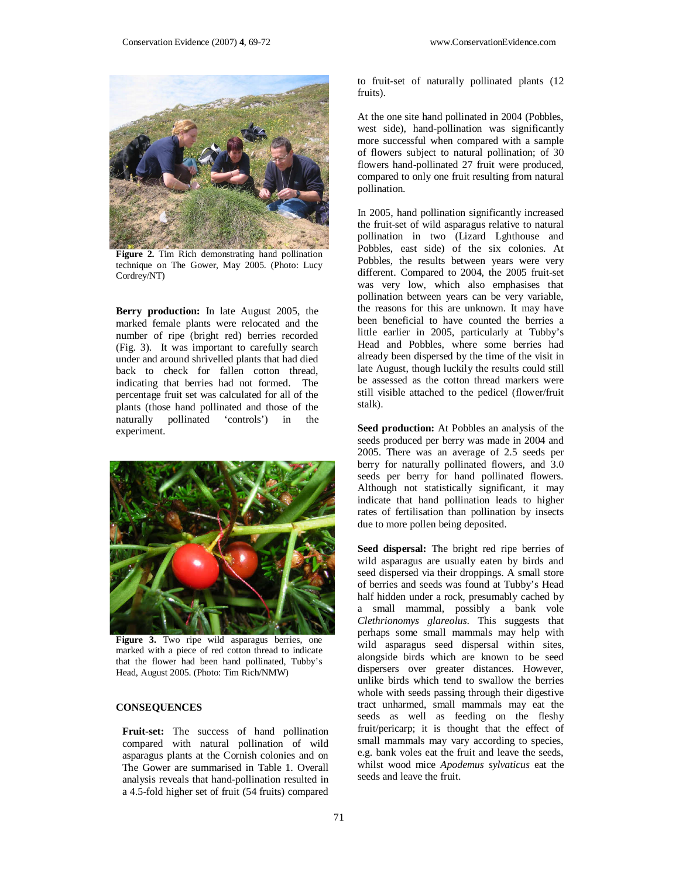**Figure 2.** Tim Rich demonstrating hand pollination technique on The Gower, May 2005. (Photo: Lucy Cordrey/NT)

**Berry production:** In late August 2005, the marked female plants were relocated and the number of ripe (bright red) berries recorded (Fig. 3). It was important to carefully search under and around shrivelled plants that had died back to check for fallen cotton thread, indicating that berries had not formed. The percentage fruit set was calculated for all of the plants (those hand pollinated and those of the naturally pollinated 'controls') in the experiment.

**Figure 3.** Two ripe wild asparagus berries, one marked with a piece of red cotton thread to indicate that the flower had been hand pollinated, Tubby's Head, August 2005. (Photo: Tim Rich/NMW)

## CONSEQUENCES

**Fruit-set:** The success of hand pollination compared with natural pollination of wild asparagus plants at the Cornish colonies and on The Gower are summarised in Table 1. Overall analysis reveals that hand-pollination resulted in a 4.5-fold higher set of fruit (54 fruits) compared to fruit-set of naturally pollinated plants (12 fruits).

At the one site hand pollinated in 2004 (Pobbles, west side), hand-pollination was significantly more successful when compared with a sample of flowers subject to natural pollination; of 30 flowers hand-pollinated 27 fruit were produced, compared to only one fruit resulting from natural pollination.

In 2005, hand pollination significantly increased the fruit-set of wild asparagus relative to natural pollination in two (Lizard Lghthouse and Pobbles, east side) of the six colonies. At Pobbles, the results between years were very different. Compared to 2004, the 2005 fruit-set was very low, which also emphasises that pollination between years can be very variable, the reasons for this are unknown. It may have been beneficial to have counted the berries a little earlier in 2005, particularly at Tubby's Head and Pobbles, where some berries had already been dispersed by the time of the visit in late August, though luckily the results could still be assessed as the cotton thread markers were still visible attached to the pedicel (flower/fruit stalk).

**Seed production:** At Pobbles an analysis of the seeds produced per berry was made in 2004 and 2005. There was an average of 2.5 seeds per berry for naturally pollinated flowers, and 3.0 seeds per berry for hand pollinated flowers. Although not statistically significant, it may indicate that hand pollination leads to higher rates of fertilisation than pollination by insects due to more pollen being deposited.

**Seed dispersal:** The bright red ripe berries of wild asparagus are usually eaten by birds and seed dispersed via their droppings. A small store of berries and seeds was found at Tubby's Head half hidden under a rock, presumably cached by a small mammal, possibly a bank vole *Clethrionomys glareolus*. This suggests that perhaps some small mammals may help with wild asparagus seed dispersal within sites, alongside birds which are known to be seed dispersers over greater distances. However, unlike birds which tend to swallow the berries whole with seeds passing through their digestive tract unharmed, small mammals may eat the seeds as well as feeding on the fleshy fruit/pericarp; it is thought that the effect of small mammals may vary according to species, e.g. bank voles eat the fruit and leave the seeds, whilst wood mice *Apodemus sylvaticus* eat the seeds and leave the fruit.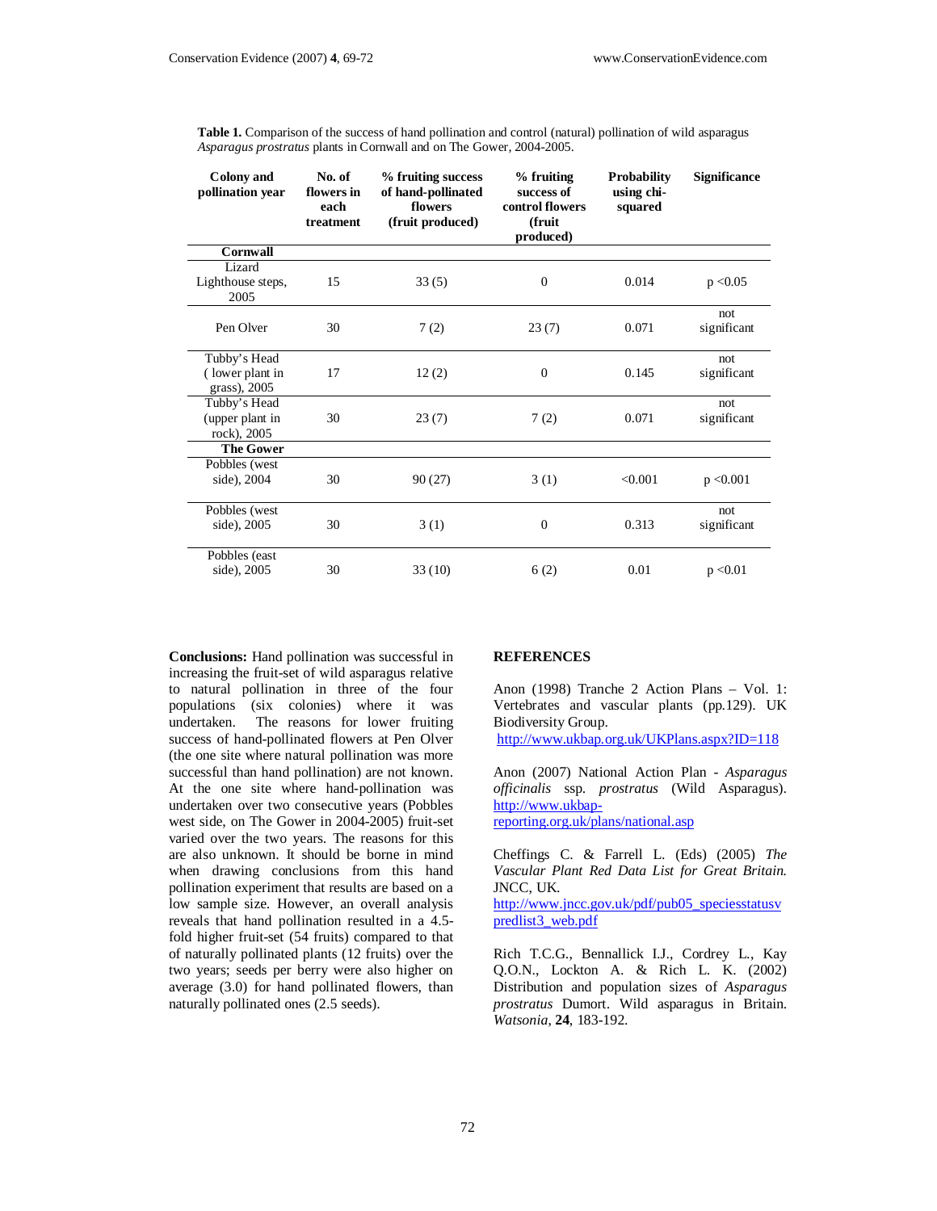**Table 1.** Comparison of the success of hand pollination and control (natural) pollination of wild asparagus *Asparagus prostratus* plants in Cornwall and on The Gower, 2004-2005.

| Colony and pollination year | No. of flowers in each treatment | % fruiting success of hand-pollinated flowers (fruit produced) | % fruiting success of control flowers (fruit produced) | Probability using chi-squared | Significance |
|---|---|---|---|---|---|
| **Cornwall** | | | | | |
| Lizard Lighthouse steps, 2005 | 15 | 33 (5) | 0 | 0.014 | $p < 0.05$ |
| Pen Olver | 30 | 7 (2) | 23 (7) | 0.071 | not significant |
| Tubby's Head ( lower plant in grass), 2005 | 17 | 12 (2) | 0 | 0.145 | not significant |
| Tubby's Head (upper plant in rock), 2005 | 30 | 23 (7) | 7 (2) | 0.071 | not significant |
| **The Gower** | | | | | |
| Pobbles (west side), 2004 | 30 | 90 (27) | 3 (1) | <0.001 | $p < 0.001$ |
| Pobbles (west side), 2005 | 30 | 3 (1) | 0 | 0.313 | not significant |
| Pobbles (east side), 2005 | 30 | 33 (10) | 6 (2) | 0.01 | $p < 0.01$ |

**Conclusions:** Hand pollination was successful in increasing the fruit-set of wild asparagus relative to natural pollination in three of the four populations (six colonies) where it was undertaken. The reasons for lower fruiting success of hand-pollinated flowers at Pen Olver (the one site where natural pollination was more successful than hand pollination) are not known. At the one site where hand-pollination was undertaken over two consecutive years (Pobbles west side, on The Gower in 2004-2005) fruit-set varied over the two years. The reasons for this are also unknown. It should be borne in mind when drawing conclusions from this hand pollination experiment that results are based on a low sample size. However, an overall analysis reveals that hand pollination resulted in a 4.5-fold higher fruit-set (54 fruits) compared to that of naturally pollinated plants (12 fruits) over the two years; seeds per berry were also higher on average (3.0) for hand pollinated flowers, than naturally pollinated ones (2.5 seeds).

## REFERENCES

Anon (1998) Tranche 2 Action Plans – Vol. 1: Vertebrates and vascular plants (pp.129). UK Biodiversity Group. http://www.ukbap.org.uk/UKPlans.aspx?ID=118

Anon (2007) National Action Plan - *Asparagus officinalis* ssp. *prostratus* (Wild Asparagus). http://www.ukbap-reporting.org.uk/plans/national.asp

Cheffings C. & Farrell L. (Eds) (2005) *The Vascular Plant Red Data List for Great Britain*. JNCC, UK. http://www.jncc.gov.uk/pdf/pub05_speciesstatusvpredlist3_web.pdf

Rich T.C.G., Bennallick I.J., Cordrey L., Kay Q.O.N., Lockton A. & Rich L. K. (2002) Distribution and population sizes of *Asparagus prostratus* Dumort. Wild asparagus in Britain. *Watsonia*, **24**, 183-192.